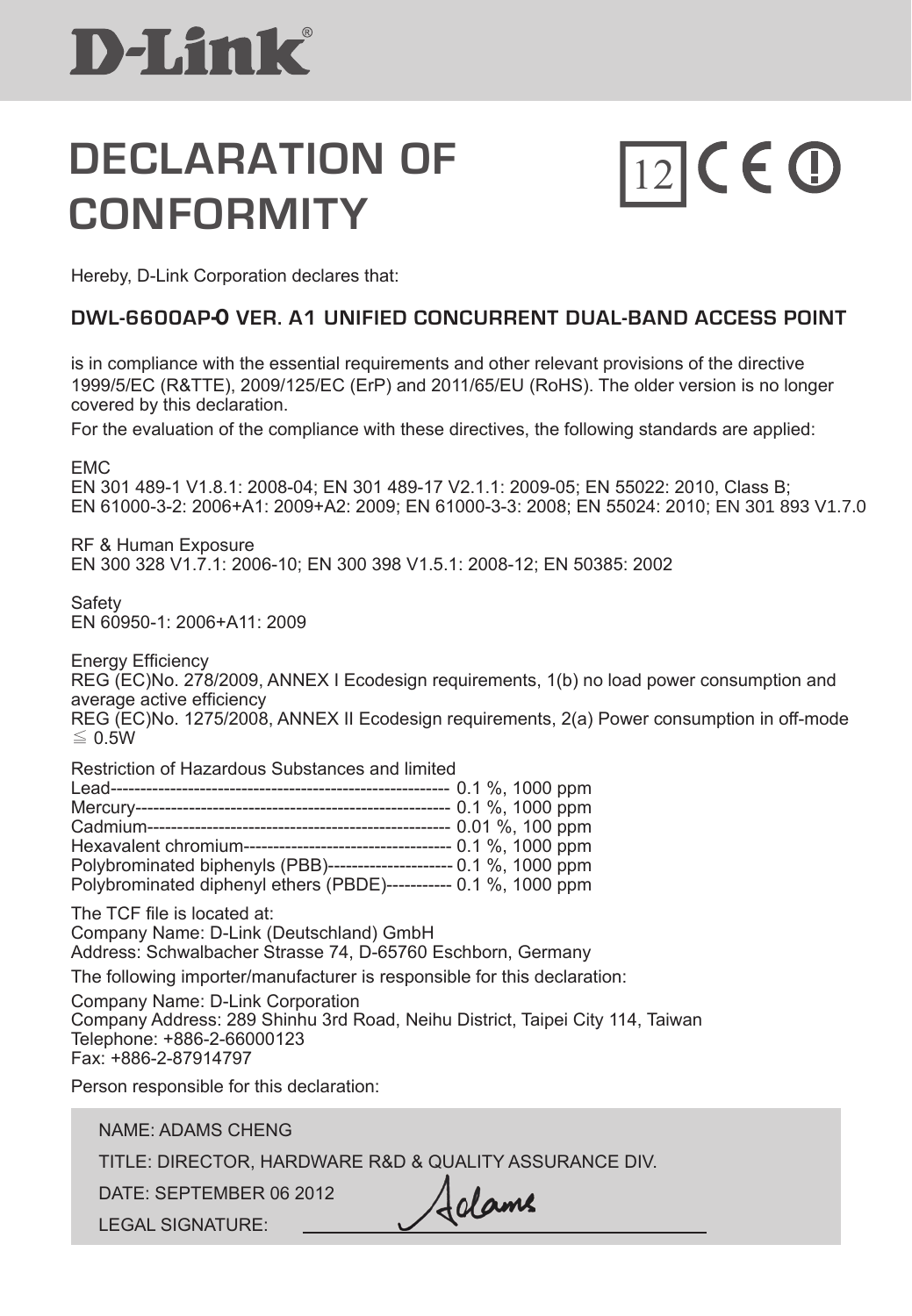D-Link®

# DECLARATION OF CONFORMITY

12 CE ⓘ

Hereby, D-Link Corporation declares that:

## DWL-6600AP-0 VER. A1 UNIFIED CONCURRENT DUAL-BAND ACCESS POINT

is in compliance with the essential requirements and other relevant provisions of the directive 1999/5/EC (R&TTE), 2009/125/EC (ErP) and 2011/65/EU (RoHS). The older version is no longer covered by this declaration.

For the evaluation of the compliance with these directives, the following standards are applied:

EMC
EN 301 489-1 V1.8.1: 2008-04; EN 301 489-17 V2.1.1: 2009-05; EN 55022: 2010, Class B; EN 61000-3-2: 2006+A1: 2009+A2: 2009; EN 61000-3-3: 2008; EN 55024: 2010; EN 301 893 V1.7.0

RF & Human Exposure
EN 300 328 V1.7.1: 2006-10; EN 300 398 V1.5.1: 2008-12; EN 50385: 2002

Safety
EN 60950-1: 2006+A11: 2009

Energy Efficiency
REG (EC)No. 278/2009, ANNEX I Ecodesign requirements, 1(b) no load power consumption and average active efficiency
REG (EC)No. 1275/2008, ANNEX II Ecodesign requirements, 2(a) Power consumption in off-mode ≦ 0.5W

Restriction of Hazardous Substances and limited
Lead------------------------------------------------------- 0.1 %, 1000 ppm
Mercury---------------------------------------------------- 0.1 %, 1000 ppm
Cadmium-------------------------------------------------- 0.01 %, 100 ppm
Hexavalent chromium---------------------------------- 0.1 %, 1000 ppm
Polybrominated biphenyls (PBB)--------------------- 0.1 %, 1000 ppm
Polybrominated diphenyl ethers (PBDE)----------- 0.1 %, 1000 ppm

The TCF file is located at:
Company Name: D-Link (Deutschland) GmbH
Address: Schwalbacher Strasse 74, D-65760 Eschborn, Germany

The following importer/manufacturer is responsible for this declaration:

Company Name: D-Link Corporation
Company Address: 289 Shinhu 3rd Road, Neihu District, Taipei City 114, Taiwan
Telephone: +886-2-66000123
Fax: +886-2-87914797

Person responsible for this declaration:

NAME: ADAMS CHENG

TITLE: DIRECTOR, HARDWARE R&D & QUALITY ASSURANCE DIV.

DATE: SEPTEMBER 06 2012

LEGAL SIGNATURE: Adams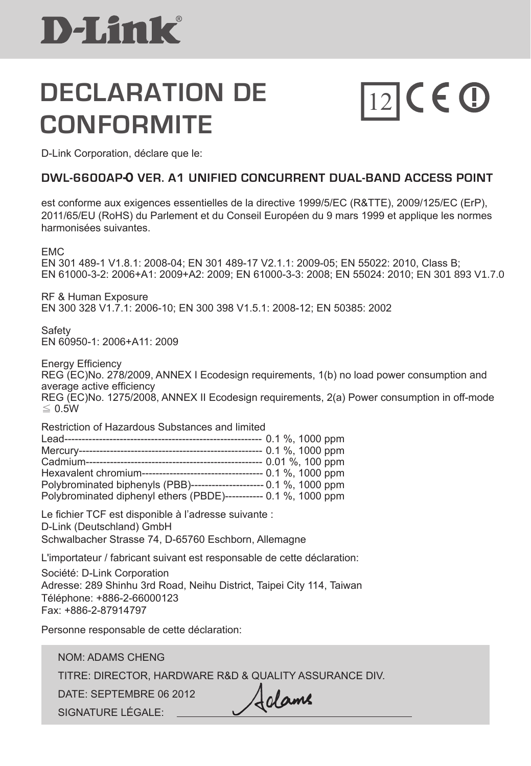D-Link®

# DECLARATION DE CONFORMITE

12 CE ⓘ

D-Link Corporation, déclare que le:

### DWL-6600AP-0 VER. A1 UNIFIED CONCURRENT DUAL-BAND ACCESS POINT

est conforme aux exigences essentielles de la directive 1999/5/EC (R&TTE), 2009/125/EC (ErP), 2011/65/EU (RoHS) du Parlement et du Conseil Européen du 9 mars 1999 et applique les normes harmonisées suivantes.

EMC
EN 301 489-1 V1.8.1: 2008-04; EN 301 489-17 V2.1.1: 2009-05; EN 55022: 2010, Class B; EN 61000-3-2: 2006+A1: 2009+A2: 2009; EN 61000-3-3: 2008; EN 55024: 2010; EN 301 893 V1.7.0

RF & Human Exposure
EN 300 328 V1.7.1: 2006-10; EN 300 398 V1.5.1: 2008-12; EN 50385: 2002

Safety
EN 60950-1: 2006+A11: 2009

Energy Efficiency
REG (EC)No. 278/2009, ANNEX I Ecodesign requirements, 1(b) no load power consumption and average active efficiency
REG (EC)No. 1275/2008, ANNEX II Ecodesign requirements, 2(a) Power consumption in off-mode ≦ 0.5W

Restriction of Hazardous Substances and limited
Lead-------------------------------------------------------- 0.1 %, 1000 ppm
Mercury----------------------------------------------------- 0.1 %, 1000 ppm
Cadmium---------------------------------------------------- 0.01 %, 100 ppm
Hexavalent chromium----------------------------------- 0.1 %, 1000 ppm
Polybrominated biphenyls (PBB)--------------------- 0.1 %, 1000 ppm
Polybrominated diphenyl ethers (PBDE)----------- 0.1 %, 1000 ppm

Le fichier TCF est disponible à l'adresse suivante :
D-Link (Deutschland) GmbH
Schwalbacher Strasse 74, D-65760 Eschborn, Allemagne

L'importateur / fabricant suivant est responsable de cette déclaration:

Société: D-Link Corporation
Adresse: 289 Shinhu 3rd Road, Neihu District, Taipei City 114, Taiwan
Téléphone: +886-2-66000123
Fax: +886-2-87914797

Personne responsable de cette déclaration:

NOM: ADAMS CHENG
TITRE: DIRECTOR, HARDWARE R&D & QUALITY ASSURANCE DIV.
DATE: SEPTEMBRE 06 2012
SIGNATURE LÉGALE: Adams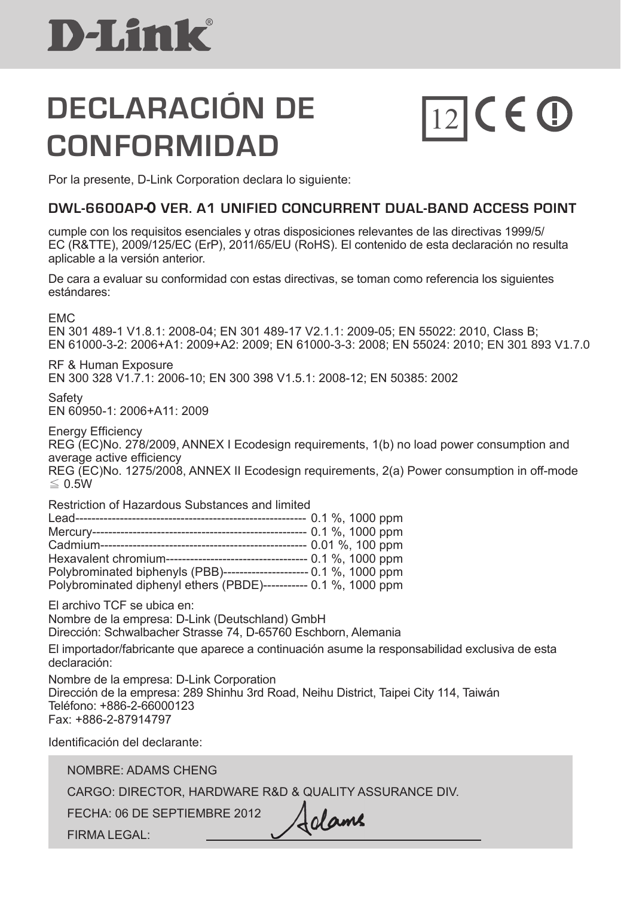# DECLARACIÓN DE CONFORMIDAD

12 CE ⓘ

Por la presente, D-Link Corporation declara lo siguiente:

## DWL-6600AP-0 VER. A1 UNIFIED CONCURRENT DUAL-BAND ACCESS POINT

cumple con los requisitos esenciales y otras disposiciones relevantes de las directivas 1999/5/EC (R&TTE), 2009/125/EC (ErP), 2011/65/EU (RoHS). El contenido de esta declaración no resulta aplicable a la versión anterior.

De cara a evaluar su conformidad con estas directivas, se toman como referencia los siguientes estándares:

EMC
EN 301 489-1 V1.8.1: 2008-04; EN 301 489-17 V2.1.1: 2009-05; EN 55022: 2010, Class B; EN 61000-3-2: 2006+A1: 2009+A2: 2009; EN 61000-3-3: 2008; EN 55024: 2010; EN 301 893 V1.7.0

RF & Human Exposure
EN 300 328 V1.7.1: 2006-10; EN 300 398 V1.5.1: 2008-12; EN 50385: 2002

Safety
EN 60950-1: 2006+A11: 2009

Energy Efficiency
REG (EC)No. 278/2009, ANNEX I Ecodesign requirements, 1(b) no load power consumption and average active efficiency
REG (EC)No. 1275/2008, ANNEX II Ecodesign requirements, 2(a) Power consumption in off-mode ≦ 0.5W

Restriction of Hazardous Substances and limited
Lead-------------------------------------------------------- 0.1 %, 1000 ppm
Mercury---------------------------------------------------- 0.1 %, 1000 ppm
Cadmium-------------------------------------------------- 0.01 %, 100 ppm
Hexavalent chromium----------------------------------- 0.1 %, 1000 ppm
Polybrominated biphenyls (PBB)--------------------- 0.1 %, 1000 ppm
Polybrominated diphenyl ethers (PBDE)----------- 0.1 %, 1000 ppm

El archivo TCF se ubica en:
Nombre de la empresa: D-Link (Deutschland) GmbH
Dirección: Schwalbacher Strasse 74, D-65760 Eschborn, Alemania

El importador/fabricante que aparece a continuación asume la responsabilidad exclusiva de esta declaración:

Nombre de la empresa: D-Link Corporation
Dirección de la empresa: 289 Shinhu 3rd Road, Neihu District, Taipei City 114, Taiwán
Teléfono: +886-2-66000123
Fax: +886-2-87914797

Identificación del declarante:

NOMBRE: ADAMS CHENG

CARGO: DIRECTOR, HARDWARE R&D & QUALITY ASSURANCE DIV.

FECHA: 06 DE SEPTIEMBRE 2012

FIRMA LEGAL: Adams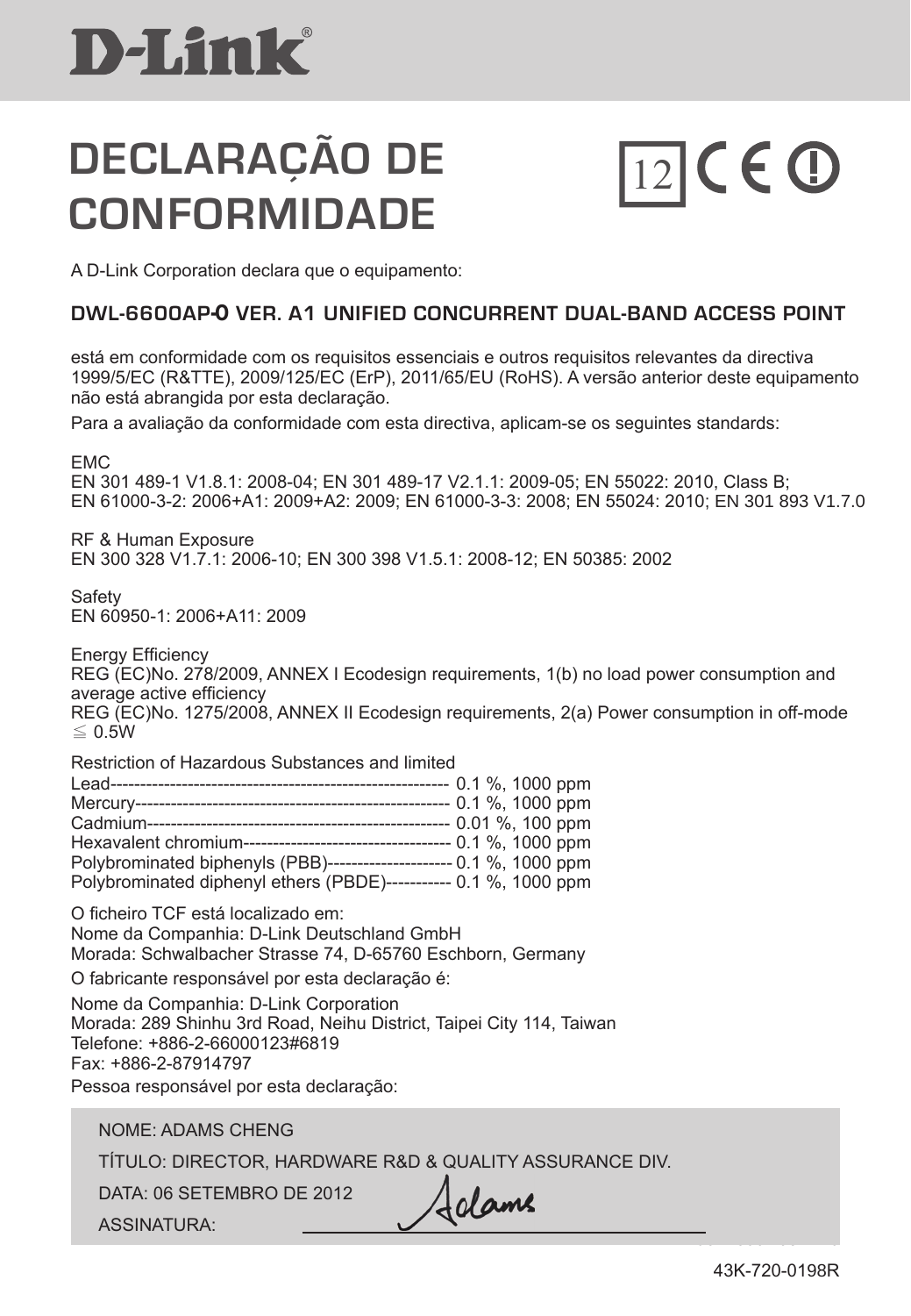D-Link®

# DECLARAÇÃO DE CONFORMIDADE

12 CE ⓘ

A D-Link Corporation declara que o equipamento:

## DWL-6600AP-0 VER. A1 UNIFIED CONCURRENT DUAL-BAND ACCESS POINT

está em conformidade com os requisitos essenciais e outros requisitos relevantes da directiva 1999/5/EC (R&TTE), 2009/125/EC (ErP), 2011/65/EU (RoHS). A versão anterior deste equipamento não está abrangida por esta declaração.

Para a avaliação da conformidade com esta directiva, aplicam-se os seguintes standards:

EMC
EN 301 489-1 V1.8.1: 2008-04; EN 301 489-17 V2.1.1: 2009-05; EN 55022: 2010, Class B; EN 61000-3-2: 2006+A1: 2009+A2: 2009; EN 61000-3-3: 2008; EN 55024: 2010; EN 301 893 V1.7.0

RF & Human Exposure
EN 300 328 V1.7.1: 2006-10; EN 300 398 V1.5.1: 2008-12; EN 50385: 2002

Safety
EN 60950-1: 2006+A11: 2009

Energy Efficiency
REG (EC)No. 278/2009, ANNEX I Ecodesign requirements, 1(b) no load power consumption and average active efficiency
REG (EC)No. 1275/2008, ANNEX II Ecodesign requirements, 2(a) Power consumption in off-mode $\leqq$ 0.5W

Restriction of Hazardous Substances and limited
Lead------------------------------------------------------- 0.1 %, 1000 ppm
Mercury---------------------------------------------------- 0.1 %, 1000 ppm
Cadmium--------------------------------------------------- 0.01 %, 100 ppm
Hexavalent chromium----------------------------------- 0.1 %, 1000 ppm
Polybrominated biphenyls (PBB)--------------------- 0.1 %, 1000 ppm
Polybrominated diphenyl ethers (PBDE)----------- 0.1 %, 1000 ppm

O ficheiro TCF está localizado em:
Nome da Companhia: D-Link Deutschland GmbH
Morada: Schwalbacher Strasse 74, D-65760 Eschborn, Germany

O fabricante responsável por esta declaração é:

Nome da Companhia: D-Link Corporation
Morada: 289 Shinhu 3rd Road, Neihu District, Taipei City 114, Taiwan
Telefone: +886-2-66000123#6819
Fax: +886-2-87914797

Pessoa responsável por esta declaração:

NOME: ADAMS CHENG

TÍTULO: DIRECTOR, HARDWARE R&D & QUALITY ASSURANCE DIV.

DATA: 06 SETEMBRO DE 2012

ASSINATURA: Adams

43K-720-0198R